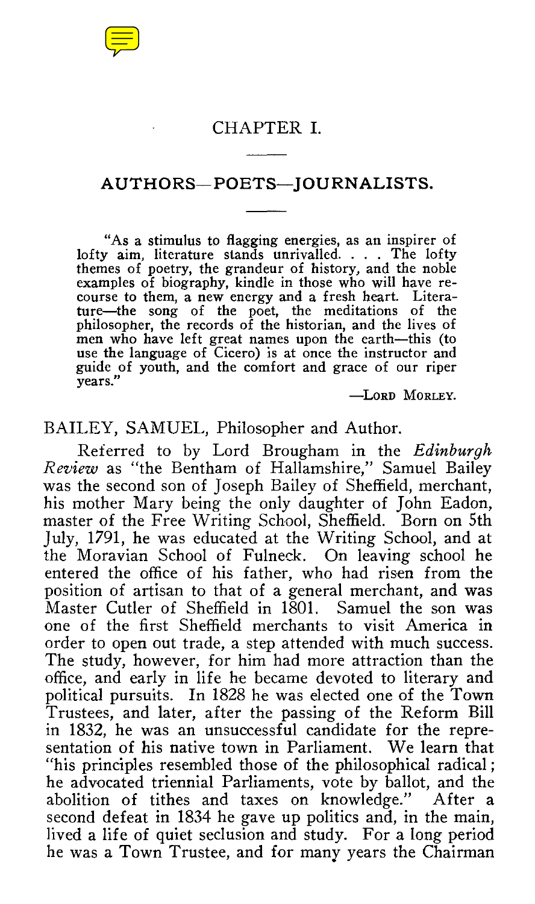# CHAPTER I.

## AUTHORS—POETS—JOURNALISTS.

> "As a stimulus to flagging energies, as an inspirer of lofty aim, literature stands unrivalled. . . . The lofty themes of poetry, the grandeur of history, and the noble examples of biography, kindle in those who will have recourse to them, a new energy and a fresh heart. Literature—the song of the poet, the meditations of the philosopher, the records of the historian, and the lives of men who have left great names upon the earth—this (to use the language of Cicero) is at once the instructor and guide of youth, and the comfort and grace of our riper years."
>
> —LORD MORLEY.

BAILEY, SAMUEL, Philosopher and Author.

Referred to by Lord Brougham in the *Edinburgh Review* as "the Bentham of Hallamshire," Samuel Bailey was the second son of Joseph Bailey of Sheffield, merchant, his mother Mary being the only daughter of John Eadon, master of the Free Writing School, Sheffield. Born on 5th July, 1791, he was educated at the Writing School, and at the Moravian School of Fulneck. On leaving school he entered the office of his father, who had risen from the position of artisan to that of a general merchant, and was Master Cutler of Sheffield in 1801. Samuel the son was one of the first Sheffield merchants to visit America in order to open out trade, a step attended with much success. The study, however, for him had more attraction than the office, and early in life he became devoted to literary and political pursuits. In 1828 he was elected one of the Town Trustees, and later, after the passing of the Reform Bill in 1832, he was an unsuccessful candidate for the representation of his native town in Parliament. We learn that "his principles resembled those of the philosophical radical; he advocated triennial Parliaments, vote by ballot, and the abolition of tithes and taxes on knowledge." After a second defeat in 1834 he gave up politics and, in the main, lived a life of quiet seclusion and study. For a long period he was a Town Trustee, and for many years the Chairman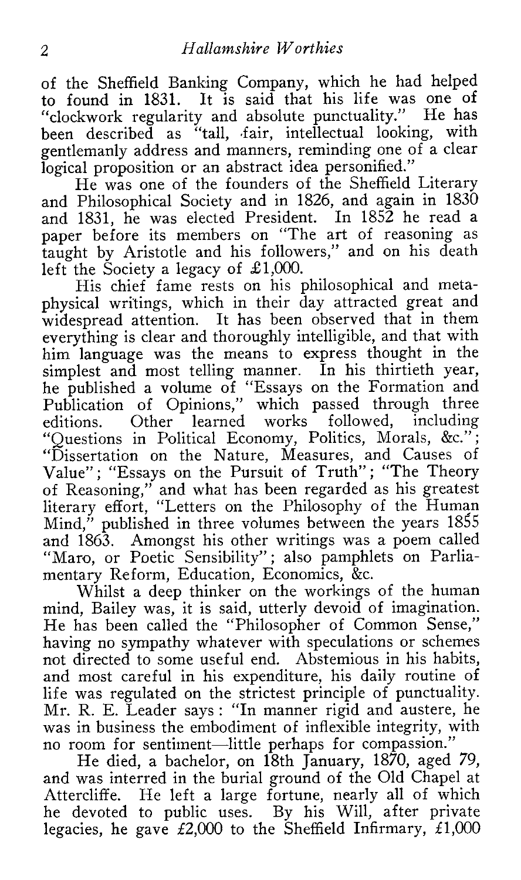of the Sheffield Banking Company, which he had helped to found in 1831. It is said that his life was one of "clockwork regularity and absolute punctuality." He has been described as "tall, fair, intellectual looking, with gentlemanly address and manners, reminding one of a clear logical proposition or an abstract idea personified."

He was one of the founders of the Sheffield Literary and Philosophical Society and in 1826, and again in 1830 and 1831, he was elected President. In 1852 he read a paper before its members on "The art of reasoning as taught by Aristotle and his followers," and on his death left the Society a legacy of £1,000.

His chief fame rests on his philosophical and metaphysical writings, which in their day attracted great and widespread attention. It has been observed that in them everything is clear and thoroughly intelligible, and that with him language was the means to express thought in the simplest and most telling manner. In his thirtieth year, he published a volume of "Essays on the Formation and Publication of Opinions," which passed through three editions. Other learned works followed, including "Questions in Political Economy, Politics, Morals, &c."; "Dissertation on the Nature, Measures, and Causes of Value"; "Essays on the Pursuit of Truth"; "The Theory of Reasoning," and what has been regarded as his greatest literary effort, "Letters on the Philosophy of the Human Mind," published in three volumes between the years 1855 and 1863. Amongst his other writings was a poem called "Maro, or Poetic Sensibility"; also pamphlets on Parliamentary Reform, Education, Economics, &c.

Whilst a deep thinker on the workings of the human mind, Bailey was, it is said, utterly devoid of imagination. He has been called the "Philosopher of Common Sense," having no sympathy whatever with speculations or schemes not directed to some useful end. Abstemious in his habits, and most careful in his expenditure, his daily routine of life was regulated on the strictest principle of punctuality. Mr. R. E. Leader says: "In manner rigid and austere, he was in business the embodiment of inflexible integrity, with no room for sentiment—little perhaps for compassion."

He died, a bachelor, on 18th January, 1870, aged 79, and was interred in the burial ground of the Old Chapel at Attercliffe. He left a large fortune, nearly all of which he devoted to public uses. By his Will, after private legacies, he gave £2,000 to the Sheffield Infirmary, £1,000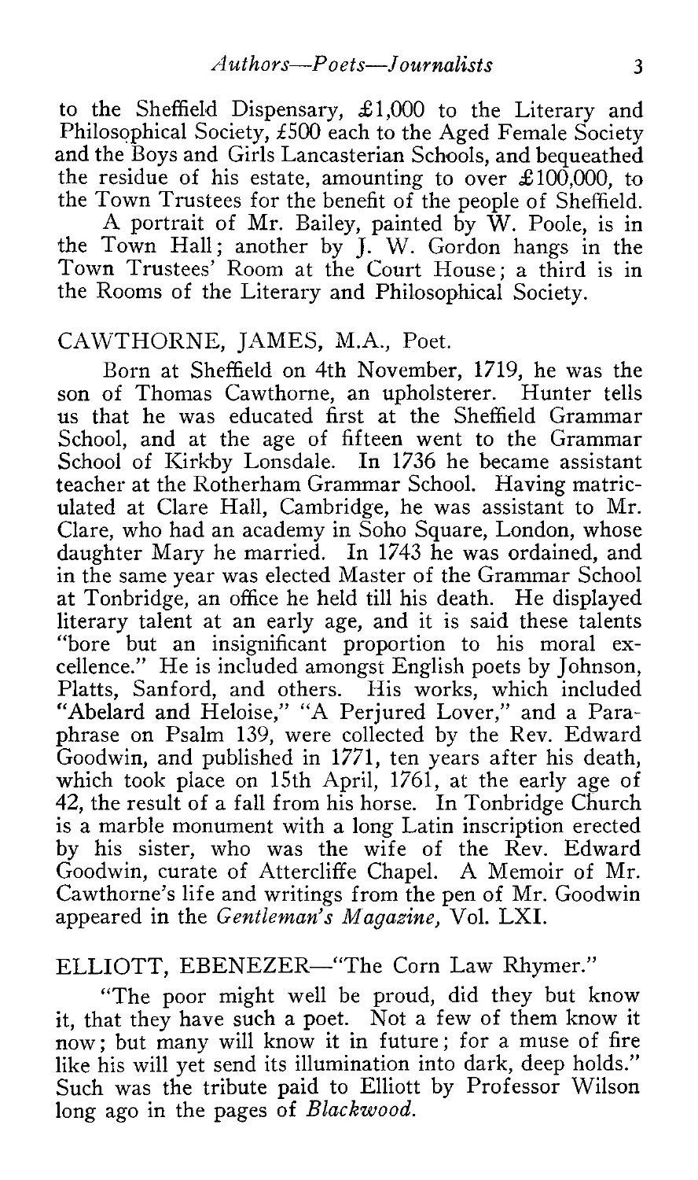to the Sheffield Dispensary, £1,000 to the Literary and Philosophical Society, £500 each to the Aged Female Society and the Boys and Girls Lancasterian Schools, and bequeathed the residue of his estate, amounting to over £100,000, to the Town Trustees for the benefit of the people of Sheffield.

A portrait of Mr. Bailey, painted by W. Poole, is in the Town Hall; another by J. W. Gordon hangs in the Town Trustees' Room at the Court House; a third is in the Rooms of the Literary and Philosophical Society.

### CAWTHORNE, JAMES, M.A., Poet.

Born at Sheffield on 4th November, 1719, he was the son of Thomas Cawthorne, an upholsterer. Hunter tells us that he was educated first at the Sheffield Grammar School, and at the age of fifteen went to the Grammar School of Kirkby Lonsdale. In 1736 he became assistant teacher at the Rotherham Grammar School. Having matriculated at Clare Hall, Cambridge, he was assistant to Mr. Clare, who had an academy in Soho Square, London, whose daughter Mary he married. In 1743 he was ordained, and in the same year was elected Master of the Grammar School at Tonbridge, an office he held till his death. He displayed literary talent at an early age, and it is said these talents "bore but an insignificant proportion to his moral excellence." He is included amongst English poets by Johnson, Platts, Sanford, and others. His works, which included "Abelard and Heloise," "A Perjured Lover," and a Paraphrase on Psalm 139, were collected by the Rev. Edward Goodwin, and published in 1771, ten years after his death, which took place on 15th April, 1761, at the early age of 42, the result of a fall from his horse. In Tonbridge Church is a marble monument with a long Latin inscription erected by his sister, who was the wife of the Rev. Edward Goodwin, curate of Attercliffe Chapel. A Memoir of Mr. Cawthorne's life and writings from the pen of Mr. Goodwin appeared in the *Gentleman's Magazine,* Vol. LXI.

### ELLIOTT, EBENEZER—"The Corn Law Rhymer."

"The poor might well be proud, did they but know it, that they have such a poet. Not a few of them know it now; but many will know it in future; for a muse of fire like his will yet send its illumination into dark, deep holds." Such was the tribute paid to Elliott by Professor Wilson long ago in the pages of *Blackwood.*